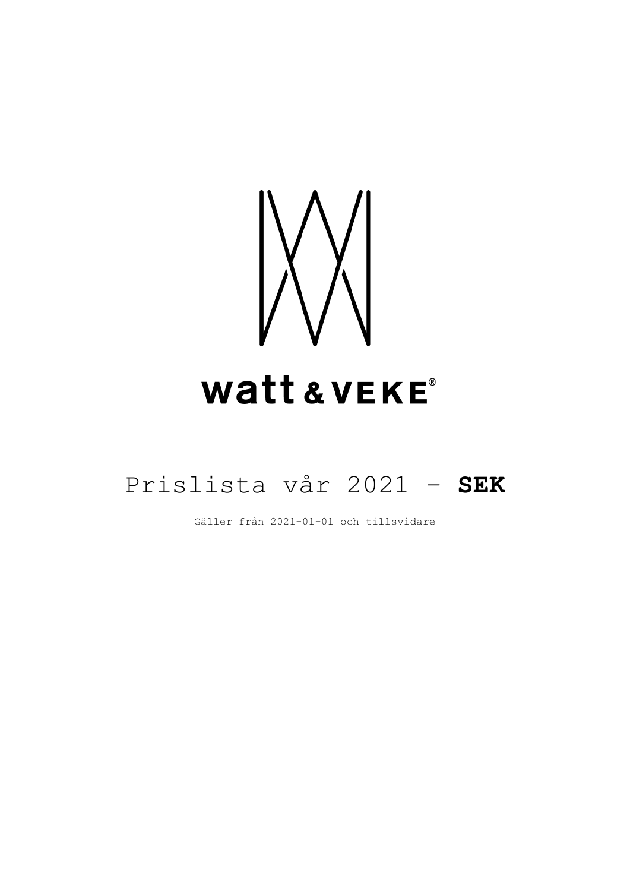watt & VEKE®

# Prislista vår 2021 – **SEK**

Gäller från 2021-01-01 och tillsvidare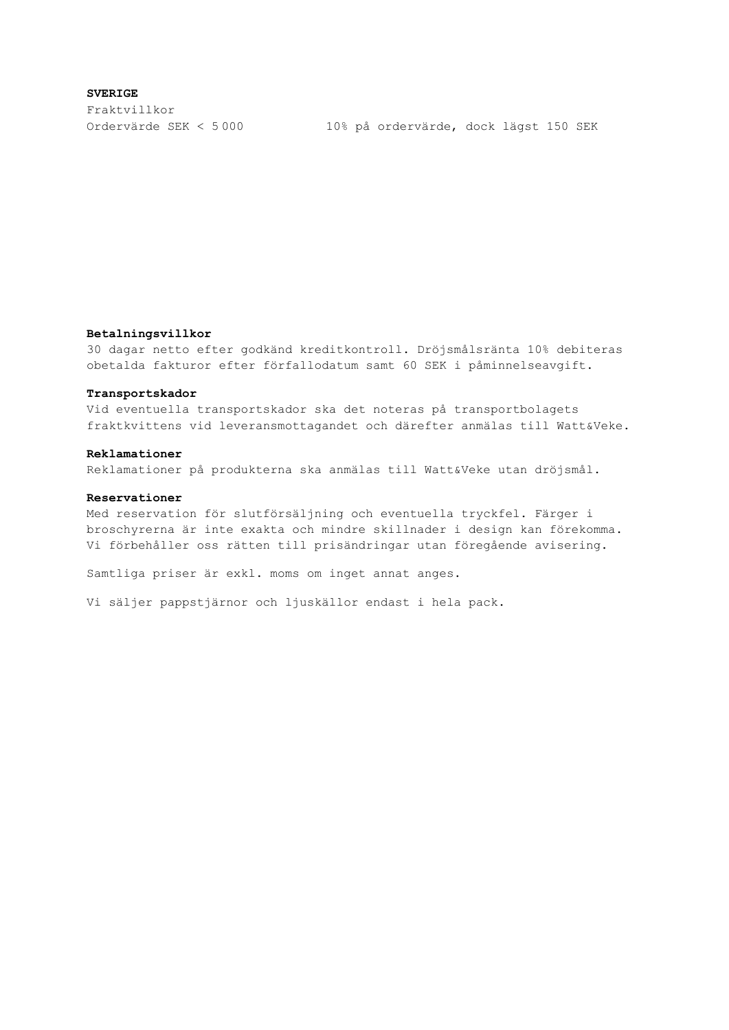**SVERIGE**

Fraktvillkor

| | |
|---|---|
| Ordervärde SEK < 5 000 | 10% på ordervärde, dock lägst 150 SEK |

**Betalningsvillkor**

30 dagar netto efter godkänd kreditkontroll. Dröjsmålsränta 10% debiteras obetalda fakturor efter förfallodatum samt 60 SEK i påminnelseavgift.

**Transportskador**

Vid eventuella transportskador ska det noteras på transportbolagets fraktkvittens vid leveransmottagandet och därefter anmälas till Watt&Veke.

**Reklamationer**

Reklamationer på produkterna ska anmälas till Watt&Veke utan dröjsmål.

**Reservationer**

Med reservation för slutförsäljning och eventuella tryckfel. Färger i broschyrerna är inte exakta och mindre skillnader i design kan förekomma. Vi förbehåller oss rätten till prisändringar utan föregående avisering.

Samtliga priser är exkl. moms om inget annat anges.

Vi säljer pappstjärnor och ljuskällor endast i hela pack.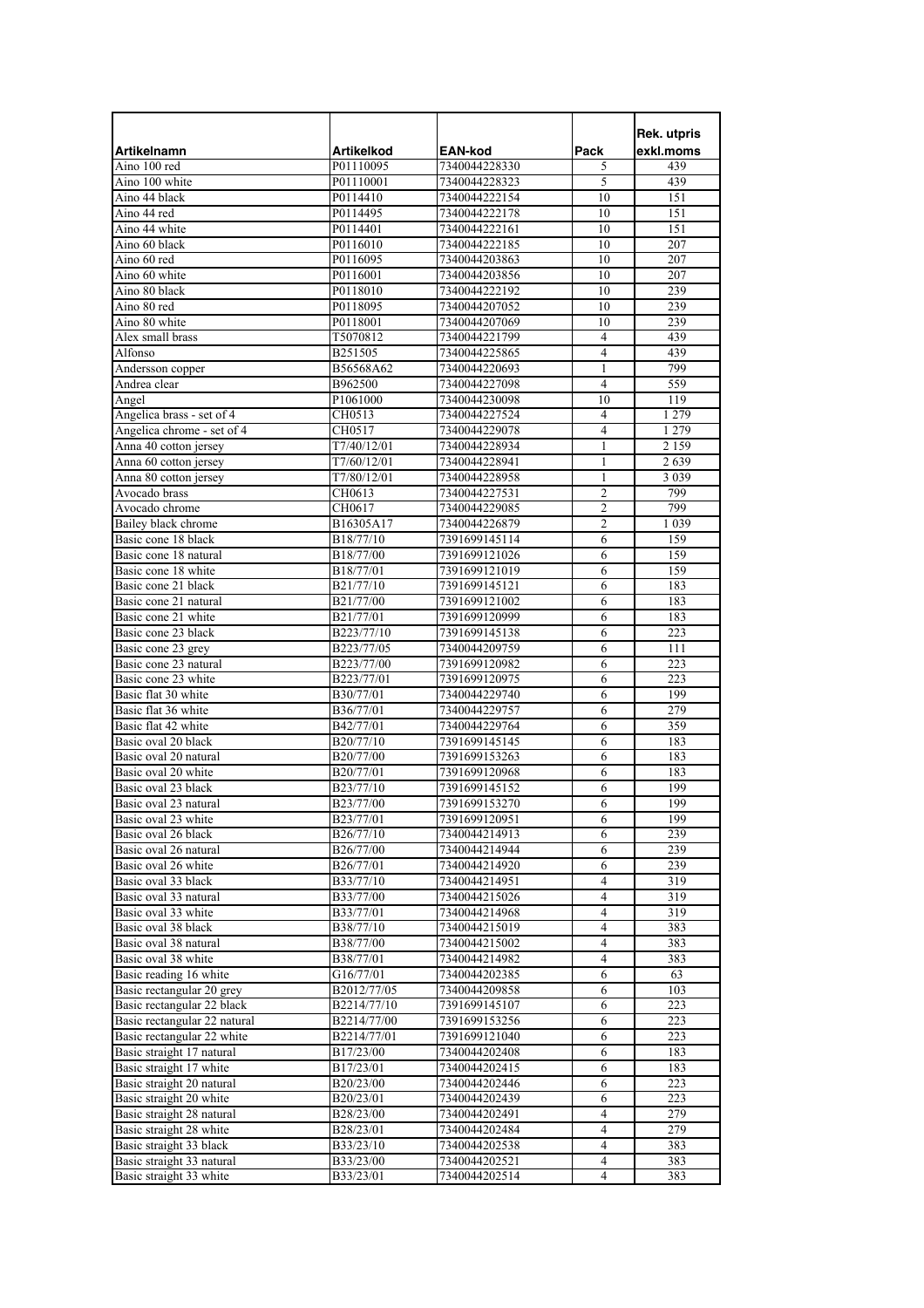| Artikelnamn | Artikelkod | EAN-kod | Pack | Rek. utpris exkl.moms |
|---|---|---|---|---|
| Aino 100 red | P01110095 | 7340044228330 | 5 | 439 |
| Aino 100 white | P01110001 | 7340044228323 | 5 | 439 |
| Aino 44 black | P0114410 | 7340044222154 | 10 | 151 |
| Aino 44 red | P0114495 | 7340044222178 | 10 | 151 |
| Aino 44 white | P0114401 | 7340044222161 | 10 | 151 |
| Aino 60 black | P0116010 | 7340044222185 | 10 | 207 |
| Aino 60 red | P0116095 | 7340044203863 | 10 | 207 |
| Aino 60 white | P0116001 | 7340044203856 | 10 | 207 |
| Aino 80 black | P0118010 | 7340044222192 | 10 | 239 |
| Aino 80 red | P0118095 | 7340044207052 | 10 | 239 |
| Aino 80 white | P0118001 | 7340044207069 | 10 | 239 |
| Alex small brass | T5070812 | 7340044221799 | 4 | 439 |
| Alfonso | B251505 | 7340044225865 | 4 | 439 |
| Andersson copper | B56568A62 | 7340044220693 | 1 | 799 |
| Andrea clear | B962500 | 7340044227098 | 4 | 559 |
| Angel | P1061000 | 7340044230098 | 10 | 119 |
| Angelica brass - set of 4 | CH0513 | 7340044227524 | 4 | 1 279 |
| Angelica chrome - set of 4 | CH0517 | 7340044229078 | 4 | 1 279 |
| Anna 40 cotton jersey | T7/40/12/01 | 7340044228934 | 1 | 2 159 |
| Anna 60 cotton jersey | T7/60/12/01 | 7340044228941 | 1 | 2 639 |
| Anna 80 cotton jersey | T7/80/12/01 | 7340044228958 | 1 | 3 039 |
| Avocado brass | CH0613 | 7340044227531 | 2 | 799 |
| Avocado chrome | CH0617 | 7340044229085 | 2 | 799 |
| Bailey black chrome | B16305A17 | 7340044226879 | 2 | 1 039 |
| Basic cone 18 black | B18/77/10 | 7391699145114 | 6 | 159 |
| Basic cone 18 natural | B18/77/00 | 7391699121026 | 6 | 159 |
| Basic cone 18 white | B18/77/01 | 7391699121019 | 6 | 159 |
| Basic cone 21 black | B21/77/10 | 7391699145121 | 6 | 183 |
| Basic cone 21 natural | B21/77/00 | 7391699121002 | 6 | 183 |
| Basic cone 21 white | B21/77/01 | 7391699120999 | 6 | 183 |
| Basic cone 23 black | B223/77/10 | 7391699145138 | 6 | 223 |
| Basic cone 23 grey | B223/77/05 | 7340044209759 | 6 | 111 |
| Basic cone 23 natural | B223/77/00 | 7391699120982 | 6 | 223 |
| Basic cone 23 white | B223/77/01 | 7391699120975 | 6 | 223 |
| Basic flat 30 white | B30/77/01 | 7340044229740 | 6 | 199 |
| Basic flat 36 white | B36/77/01 | 7340044229757 | 6 | 279 |
| Basic flat 42 white | B42/77/01 | 7340044229764 | 6 | 359 |
| Basic oval 20 black | B20/77/10 | 7391699145145 | 6 | 183 |
| Basic oval 20 natural | B20/77/00 | 7391699153263 | 6 | 183 |
| Basic oval 20 white | B20/77/01 | 7391699120968 | 6 | 183 |
| Basic oval 23 black | B23/77/10 | 7391699145152 | 6 | 199 |
| Basic oval 23 natural | B23/77/00 | 7391699153270 | 6 | 199 |
| Basic oval 23 white | B23/77/01 | 7391699120951 | 6 | 199 |
| Basic oval 26 black | B26/77/10 | 7340044214913 | 6 | 239 |
| Basic oval 26 natural | B26/77/00 | 7340044214944 | 6 | 239 |
| Basic oval 26 white | B26/77/01 | 7340044214920 | 6 | 239 |
| Basic oval 33 black | B33/77/10 | 7340044214951 | 4 | 319 |
| Basic oval 33 natural | B33/77/00 | 7340044215026 | 4 | 319 |
| Basic oval 33 white | B33/77/01 | 7340044214968 | 4 | 319 |
| Basic oval 38 black | B38/77/10 | 7340044215019 | 4 | 383 |
| Basic oval 38 natural | B38/77/00 | 7340044215002 | 4 | 383 |
| Basic oval 38 white | B38/77/01 | 7340044214982 | 4 | 383 |
| Basic reading 16 white | G16/77/01 | 7340044202385 | 6 | 63 |
| Basic rectangular 20 grey | B2012/77/05 | 7340044209858 | 6 | 103 |
| Basic rectangular 22 black | B2214/77/10 | 7391699145107 | 6 | 223 |
| Basic rectangular 22 natural | B2214/77/00 | 7391699153256 | 6 | 223 |
| Basic rectangular 22 white | B2214/77/01 | 7391699121040 | 6 | 223 |
| Basic straight 17 natural | B17/23/00 | 7340044202408 | 6 | 183 |
| Basic straight 17 white | B17/23/01 | 7340044202415 | 6 | 183 |
| Basic straight 20 natural | B20/23/00 | 7340044202446 | 6 | 223 |
| Basic straight 20 white | B20/23/01 | 7340044202439 | 6 | 223 |
| Basic straight 28 natural | B28/23/00 | 7340044202491 | 4 | 279 |
| Basic straight 28 white | B28/23/01 | 7340044202484 | 4 | 279 |
| Basic straight 33 black | B33/23/10 | 7340044202538 | 4 | 383 |
| Basic straight 33 natural | B33/23/00 | 7340044202521 | 4 | 383 |
| Basic straight 33 white | B33/23/01 | 7340044202514 | 4 | 383 |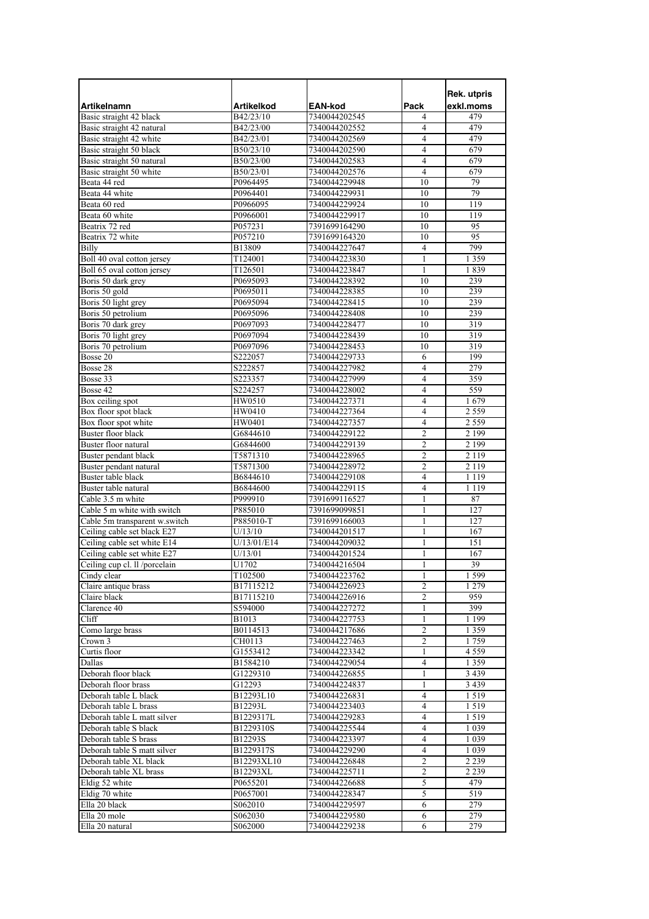| Artikelnamn | Artikelkod | EAN-kod | Pack | Rek. utpris exkl.moms |
|---|---|---|---|---|
| Basic straight 42 black | B42/23/10 | 7340044202545 | 4 | 479 |
| Basic straight 42 natural | B42/23/00 | 7340044202552 | 4 | 479 |
| Basic straight 42 white | B42/23/01 | 7340044202569 | 4 | 479 |
| Basic straight 50 black | B50/23/10 | 7340044202590 | 4 | 679 |
| Basic straight 50 natural | B50/23/00 | 7340044202583 | 4 | 679 |
| Basic straight 50 white | B50/23/01 | 7340044202576 | 4 | 679 |
| Beata 44 red | P0964495 | 7340044229948 | 10 | 79 |
| Beata 44 white | P0964401 | 7340044229931 | 10 | 79 |
| Beata 60 red | P0966095 | 7340044229924 | 10 | 119 |
| Beata 60 white | P0966001 | 7340044229917 | 10 | 119 |
| Beatrix 72 red | P057231 | 7391699164290 | 10 | 95 |
| Beatrix 72 white | P057210 | 7391699164320 | 10 | 95 |
| Billy | B13809 | 7340044227647 | 4 | 799 |
| Boll 40 oval cotton jersey | T124001 | 7340044223830 | 1 | 1 359 |
| Boll 65 oval cotton jersey | T126501 | 7340044223847 | 1 | 1 839 |
| Boris 50 dark grey | P0695093 | 7340044228392 | 10 | 239 |
| Boris 50 gold | P0695011 | 7340044228385 | 10 | 239 |
| Boris 50 light grey | P0695094 | 7340044228415 | 10 | 239 |
| Boris 50 petrolium | P0695096 | 7340044228408 | 10 | 239 |
| Boris 70 dark grey | P0697093 | 7340044228477 | 10 | 319 |
| Boris 70 light grey | P0697094 | 7340044228439 | 10 | 319 |
| Boris 70 petrolium | P0697096 | 7340044228453 | 10 | 319 |
| Bosse 20 | S222057 | 7340044229733 | 6 | 199 |
| Bosse 28 | S222857 | 7340044227982 | 4 | 279 |
| Bosse 33 | S223357 | 7340044227999 | 4 | 359 |
| Bosse 42 | S224257 | 7340044228002 | 4 | 559 |
| Box ceiling spot | HW0510 | 7340044227371 | 4 | 1 679 |
| Box floor spot black | HW0410 | 7340044227364 | 4 | 2 559 |
| Box floor spot white | HW0401 | 7340044227357 | 4 | 2 559 |
| Buster floor black | G6844610 | 7340044229122 | 2 | 2 199 |
| Buster floor natural | G6844600 | 7340044229139 | 2 | 2 199 |
| Buster pendant black | T5871310 | 7340044228965 | 2 | 2 119 |
| Buster pendant natural | T5871300 | 7340044228972 | 2 | 2 119 |
| Buster table black | B6844610 | 7340044229108 | 4 | 1 119 |
| Buster table natural | B6844600 | 7340044229115 | 4 | 1 119 |
| Cable 3.5 m white | P999910 | 7391699116527 | 1 | 87 |
| Cable 5 m white with switch | P885010 | 7391699099851 | 1 | 127 |
| Cable 5m transparent w.switch | P885010-T | 7391699166003 | 1 | 127 |
| Ceiling cable set black E27 | U/13/10 | 7340044201517 | 1 | 167 |
| Ceiling cable set white E14 | U/13/01/E14 | 7340044209032 | 1 | 151 |
| Ceiling cable set white E27 | U/13/01 | 7340044201524 | 1 | 167 |
| Ceiling cup cl. ll /porcelain | U1702 | 7340044216504 | 1 | 39 |
| Cindy clear | T102500 | 7340044223762 | 1 | 1 599 |
| Claire antique brass | B17115212 | 7340044226923 | 2 | 1 279 |
| Claire black | B17115210 | 7340044226916 | 2 | 959 |
| Clarence 40 | S594000 | 7340044227272 | 1 | 399 |
| Cliff | B1013 | 7340044227753 | 1 | 1 199 |
| Como large brass | B0114513 | 7340044217686 | 2 | 1 359 |
| Crown 3 | CH0113 | 7340044227463 | 2 | 1 759 |
| Curtis floor | G1553412 | 7340044223342 | 1 | 4 559 |
| Dallas | B1584210 | 7340044229054 | 4 | 1 359 |
| Deborah floor black | G1229310 | 7340044226855 | 1 | 3 439 |
| Deborah floor brass | G12293 | 7340044224837 | 1 | 3 439 |
| Deborah table L black | B12293L10 | 7340044226831 | 4 | 1 519 |
| Deborah table L brass | B12293L | 7340044223403 | 4 | 1 519 |
| Deborah table L matt silver | B1229317L | 7340044229283 | 4 | 1 519 |
| Deborah table S black | B1229310S | 7340044225544 | 4 | 1 039 |
| Deborah table S brass | B12293S | 7340044223397 | 4 | 1 039 |
| Deborah table S matt silver | B1229317S | 7340044229290 | 4 | 1 039 |
| Deborah table XL black | B12293XL10 | 7340044226848 | 2 | 2 239 |
| Deborah table XL brass | B12293XL | 7340044225711 | 2 | 2 239 |
| Eldig 52 white | P0655201 | 7340044226688 | 5 | 479 |
| Eldig 70 white | P0657001 | 7340044228347 | 5 | 519 |
| Ella 20 black | S062010 | 7340044229597 | 6 | 279 |
| Ella 20 mole | S062030 | 7340044229580 | 6 | 279 |
| Ella 20 natural | S062000 | 7340044229238 | 6 | 279 |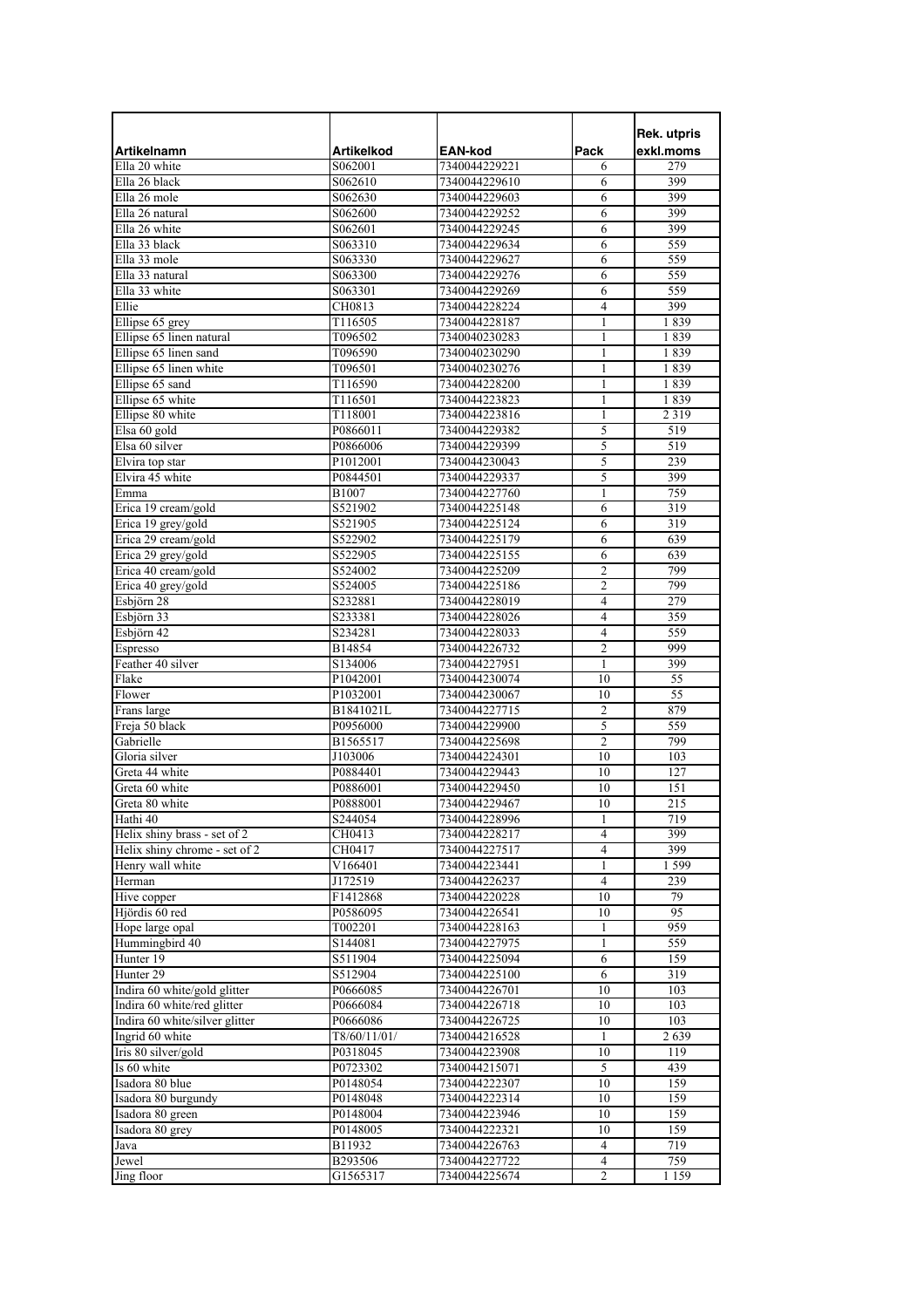| Artikelnamn | Artikelkod | EAN-kod | Pack | Rek. utpris exkl.moms |
|---|---|---|---|---|
| Ella 20 white | S062001 | 7340044229221 | 6 | 279 |
| Ella 26 black | S062610 | 7340044229610 | 6 | 399 |
| Ella 26 mole | S062630 | 7340044229603 | 6 | 399 |
| Ella 26 natural | S062600 | 7340044229252 | 6 | 399 |
| Ella 26 white | S062601 | 7340044229245 | 6 | 399 |
| Ella 33 black | S063310 | 7340044229634 | 6 | 559 |
| Ella 33 mole | S063330 | 7340044229627 | 6 | 559 |
| Ella 33 natural | S063300 | 7340044229276 | 6 | 559 |
| Ella 33 white | S063301 | 7340044229269 | 6 | 559 |
| Ellie | CH0813 | 7340044228224 | 4 | 399 |
| Ellipse 65 grey | T116505 | 7340044228187 | 1 | 1 839 |
| Ellipse 65 linen natural | T096502 | 7340040230283 | 1 | 1 839 |
| Ellipse 65 linen sand | T096590 | 7340040230290 | 1 | 1 839 |
| Ellipse 65 linen white | T096501 | 7340040230276 | 1 | 1 839 |
| Ellipse 65 sand | T116590 | 7340044228200 | 1 | 1 839 |
| Ellipse 65 white | T116501 | 7340044223823 | 1 | 1 839 |
| Ellipse 80 white | T118001 | 7340044223816 | 1 | 2 319 |
| Elsa 60 gold | P0866011 | 7340044229382 | 5 | 519 |
| Elsa 60 silver | P0866006 | 7340044229399 | 5 | 519 |
| Elvira top star | P1012001 | 7340044230043 | 5 | 239 |
| Elvira 45 white | P0844501 | 7340044229337 | 5 | 399 |
| Emma | B1007 | 7340044227760 | 1 | 759 |
| Erica 19 cream/gold | S521902 | 7340044225148 | 6 | 319 |
| Erica 19 grey/gold | S521905 | 7340044225124 | 6 | 319 |
| Erica 29 cream/gold | S522902 | 7340044225179 | 6 | 639 |
| Erica 29 grey/gold | S522905 | 7340044225155 | 6 | 639 |
| Erica 40 cream/gold | S524002 | 7340044225209 | 2 | 799 |
| Erica 40 grey/gold | S524005 | 7340044225186 | 2 | 799 |
| Esbjörn 28 | S232881 | 7340044228019 | 4 | 279 |
| Esbjörn 33 | S233381 | 7340044228026 | 4 | 359 |
| Esbjörn 42 | S234281 | 7340044228033 | 4 | 559 |
| Espresso | B14854 | 7340044226732 | 2 | 999 |
| Feather 40 silver | S134006 | 7340044227951 | 1 | 399 |
| Flake | P1042001 | 7340044230074 | 10 | 55 |
| Flower | P1032001 | 7340044230067 | 10 | 55 |
| Frans large | B1841021L | 7340044227715 | 2 | 879 |
| Freja 50 black | P0956000 | 7340044229900 | 5 | 559 |
| Gabrielle | B1565517 | 7340044225698 | 2 | 799 |
| Gloria silver | J103006 | 7340044224301 | 10 | 103 |
| Greta 44 white | P0884401 | 7340044229443 | 10 | 127 |
| Greta 60 white | P0886001 | 7340044229450 | 10 | 151 |
| Greta 80 white | P0888001 | 7340044229467 | 10 | 215 |
| Hathi 40 | S244054 | 7340044228996 | 1 | 719 |
| Helix shiny brass - set of 2 | CH0413 | 7340044228217 | 4 | 399 |
| Helix shiny chrome - set of 2 | CH0417 | 7340044227517 | 4 | 399 |
| Henry wall white | V166401 | 7340044223441 | 1 | 1 599 |
| Herman | J172519 | 7340044226237 | 4 | 239 |
| Hive copper | F1412868 | 7340044220228 | 10 | 79 |
| Hjördis 60 red | P0586095 | 7340044226541 | 10 | 95 |
| Hope large opal | T002201 | 7340044228163 | 1 | 959 |
| Hummingbird 40 | S144081 | 7340044227975 | 1 | 559 |
| Hunter 19 | S511904 | 7340044225094 | 6 | 159 |
| Hunter 29 | S512904 | 7340044225100 | 6 | 319 |
| Indira 60 white/gold glitter | P0666085 | 7340044226701 | 10 | 103 |
| Indira 60 white/red glitter | P0666084 | 7340044226718 | 10 | 103 |
| Indira 60 white/silver glitter | P0666086 | 7340044226725 | 10 | 103 |
| Ingrid 60 white | T8/60/11/01/ | 7340044216528 | 1 | 2 639 |
| Iris 80 silver/gold | P0318045 | 7340044223908 | 10 | 119 |
| Is 60 white | P0723302 | 7340044215071 | 5 | 439 |
| Isadora 80 blue | P0148054 | 7340044222307 | 10 | 159 |
| Isadora 80 burgundy | P0148048 | 7340044222314 | 10 | 159 |
| Isadora 80 green | P0148004 | 7340044223946 | 10 | 159 |
| Isadora 80 grey | P0148005 | 7340044222321 | 10 | 159 |
| Java | B11932 | 7340044226763 | 4 | 719 |
| Jewel | B293506 | 7340044227722 | 4 | 759 |
| Jing floor | G1565317 | 7340044225674 | 2 | 1 159 |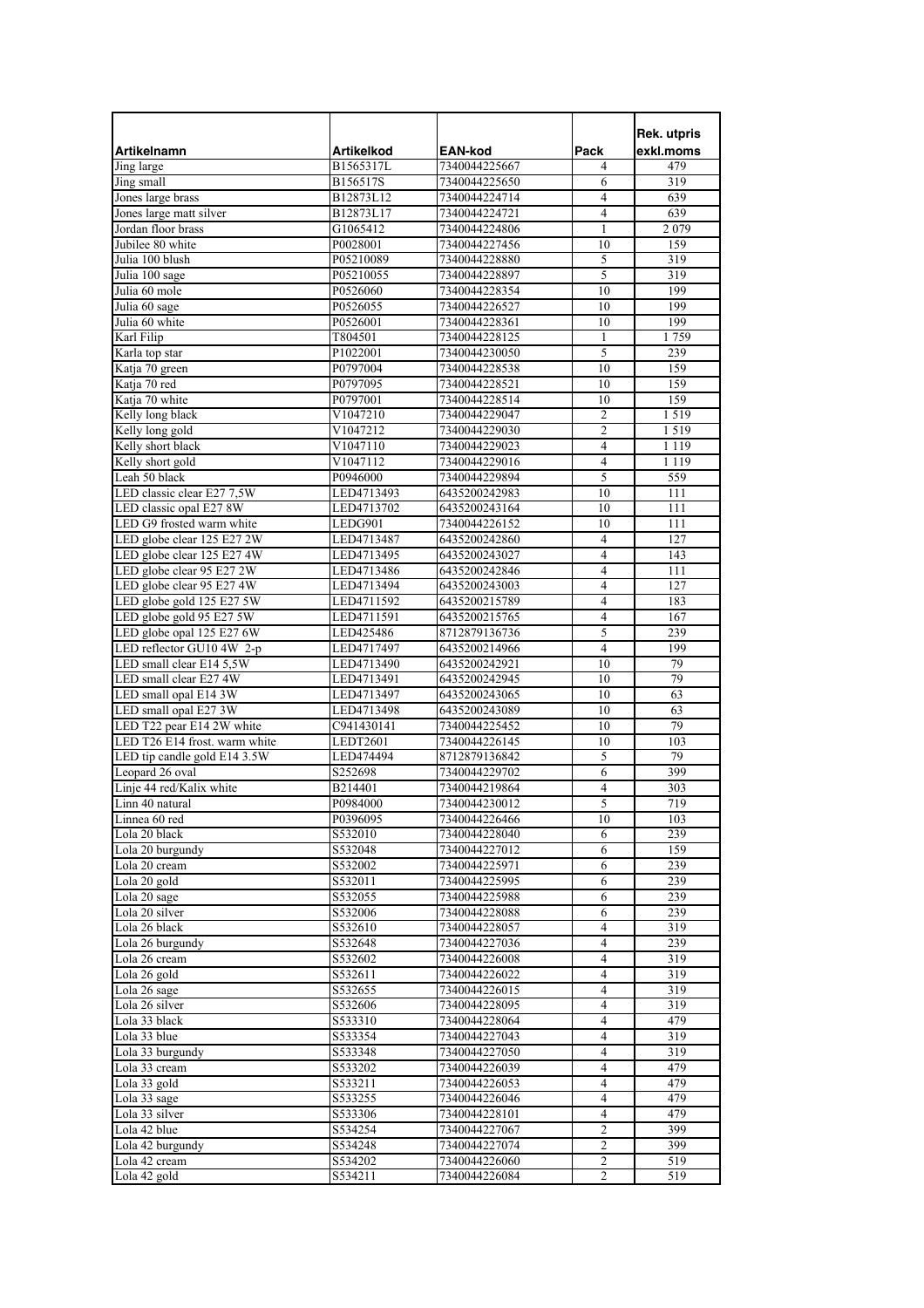| Artikelnamn | Artikelkod | EAN-kod | Pack | Rek. utpris exkl.moms |
|---|---|---|---|---|
| Jing large | B1565317L | 7340044225667 | 4 | 479 |
| Jing small | B156517S | 7340044225650 | 6 | 319 |
| Jones large brass | B12873L12 | 7340044224714 | 4 | 639 |
| Jones large matt silver | B12873L17 | 7340044224721 | 4 | 639 |
| Jordan floor brass | G1065412 | 7340044224806 | 1 | 2 079 |
| Jubilee 80 white | P0028001 | 7340044227456 | 10 | 159 |
| Julia 100 blush | P05210089 | 7340044228880 | 5 | 319 |
| Julia 100 sage | P05210055 | 7340044228897 | 5 | 319 |
| Julia 60 mole | P0526060 | 7340044228354 | 10 | 199 |
| Julia 60 sage | P0526055 | 7340044226527 | 10 | 199 |
| Julia 60 white | P0526001 | 7340044228361 | 10 | 199 |
| Karl Filip | T804501 | 7340044228125 | 1 | 1 759 |
| Karla top star | P1022001 | 7340044230050 | 5 | 239 |
| Katja 70 green | P0797004 | 7340044228538 | 10 | 159 |
| Katja 70 red | P0797095 | 7340044228521 | 10 | 159 |
| Katja 70 white | P0797001 | 7340044228514 | 10 | 159 |
| Kelly long black | V1047210 | 7340044229047 | 2 | 1 519 |
| Kelly long gold | V1047212 | 7340044229030 | 2 | 1 519 |
| Kelly short black | V1047110 | 7340044229023 | 4 | 1 119 |
| Kelly short gold | V1047112 | 7340044229016 | 4 | 1 119 |
| Leah 50 black | P0946000 | 7340044229894 | 5 | 559 |
| LED classic clear E27 7,5W | LED4713493 | 6435200242983 | 10 | 111 |
| LED classic opal E27 8W | LED4713702 | 6435200243164 | 10 | 111 |
| LED G9 frosted warm white | LEDG901 | 7340044226152 | 10 | 111 |
| LED globe clear 125 E27 2W | LED4713487 | 6435200242860 | 4 | 127 |
| LED globe clear 125 E27 4W | LED4713495 | 6435200243027 | 4 | 143 |
| LED globe clear 95 E27 2W | LED4713486 | 6435200242846 | 4 | 111 |
| LED globe clear 95 E27 4W | LED4713494 | 6435200243003 | 4 | 127 |
| LED globe gold 125 E27 5W | LED4711592 | 6435200215789 | 4 | 183 |
| LED globe gold 95 E27 5W | LED4711591 | 6435200215765 | 4 | 167 |
| LED globe opal 125 E27 6W | LED425486 | 8712879136736 | 5 | 239 |
| LED reflector GU10 4W 2-p | LED4717497 | 6435200214966 | 4 | 199 |
| LED small clear E14 5,5W | LED4713490 | 6435200242921 | 10 | 79 |
| LED small clear E27 4W | LED4713491 | 6435200242945 | 10 | 79 |
| LED small opal E14 3W | LED4713497 | 6435200243065 | 10 | 63 |
| LED small opal E27 3W | LED4713498 | 6435200243089 | 10 | 63 |
| LED T22 pear E14 2W white | C941430141 | 7340044225452 | 10 | 79 |
| LED T26 E14 frost. warm white | LEDT2601 | 7340044226145 | 10 | 103 |
| LED tip candle gold E14 3.5W | LED474494 | 8712879136842 | 5 | 79 |
| Leopard 26 oval | S252698 | 7340044229702 | 6 | 399 |
| Linje 44 red/Kalix white | B214401 | 7340044219864 | 4 | 303 |
| Linn 40 natural | P0984000 | 7340044230012 | 5 | 719 |
| Linnea 60 red | P0396095 | 7340044226466 | 10 | 103 |
| Lola 20 black | S532010 | 7340044228040 | 6 | 239 |
| Lola 20 burgundy | S532048 | 7340044227012 | 6 | 159 |
| Lola 20 cream | S532002 | 7340044225971 | 6 | 239 |
| Lola 20 gold | S532011 | 7340044225995 | 6 | 239 |
| Lola 20 sage | S532055 | 7340044225988 | 6 | 239 |
| Lola 20 silver | S532006 | 7340044228088 | 6 | 239 |
| Lola 26 black | S532610 | 7340044228057 | 4 | 319 |
| Lola 26 burgundy | S532648 | 7340044227036 | 4 | 239 |
| Lola 26 cream | S532602 | 7340044226008 | 4 | 319 |
| Lola 26 gold | S532611 | 7340044226022 | 4 | 319 |
| Lola 26 sage | S532655 | 7340044226015 | 4 | 319 |
| Lola 26 silver | S532606 | 7340044228095 | 4 | 319 |
| Lola 33 black | S533310 | 7340044228064 | 4 | 479 |
| Lola 33 blue | S533354 | 7340044227043 | 4 | 319 |
| Lola 33 burgundy | S533348 | 7340044227050 | 4 | 319 |
| Lola 33 cream | S533202 | 7340044226039 | 4 | 479 |
| Lola 33 gold | S533211 | 7340044226053 | 4 | 479 |
| Lola 33 sage | S533255 | 7340044226046 | 4 | 479 |
| Lola 33 silver | S533306 | 7340044228101 | 4 | 479 |
| Lola 42 blue | S534254 | 7340044227067 | 2 | 399 |
| Lola 42 burgundy | S534248 | 7340044227074 | 2 | 399 |
| Lola 42 cream | S534202 | 7340044226060 | 2 | 519 |
| Lola 42 gold | S534211 | 7340044226084 | 2 | 519 |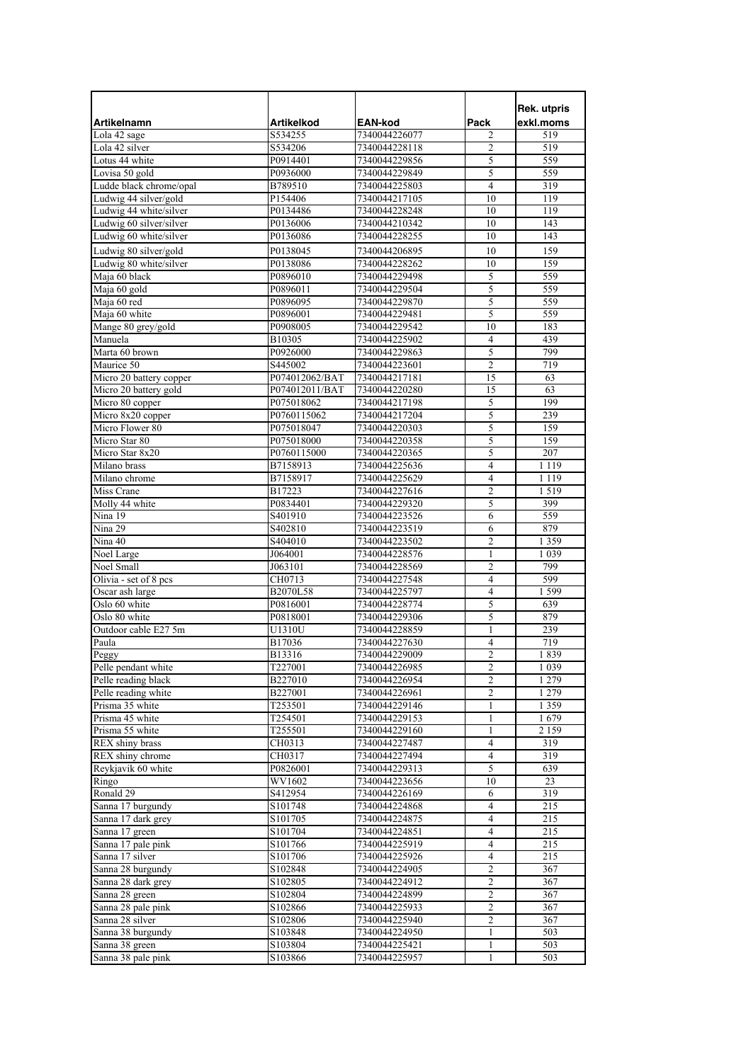| Artikelnamn | Artikelkod | EAN-kod | Pack | Rek. utpris exkl.moms |
|---|---|---|---|---|
| Lola 42 sage | S534255 | 7340044226077 | 2 | 519 |
| Lola 42 silver | S534206 | 7340044228118 | 2 | 519 |
| Lotus 44 white | P0914401 | 7340044229856 | 5 | 559 |
| Lovisa 50 gold | P0936000 | 7340044229849 | 5 | 559 |
| Ludde black chrome/opal | B789510 | 7340044225803 | 4 | 319 |
| Ludwig 44 silver/gold | P154406 | 7340044217105 | 10 | 119 |
| Ludwig 44 white/silver | P0134486 | 7340044228248 | 10 | 119 |
| Ludwig 60 silver/silver | P0136006 | 7340044210342 | 10 | 143 |
| Ludwig 60 white/silver | P0136086 | 7340044228255 | 10 | 143 |
| Ludwig 80 silver/gold | P0138045 | 7340044206895 | 10 | 159 |
| Ludwig 80 white/silver | P0138086 | 7340044228262 | 10 | 159 |
| Maja 60 black | P0896010 | 7340044229498 | 5 | 559 |
| Maja 60 gold | P0896011 | 7340044229504 | 5 | 559 |
| Maja 60 red | P0896095 | 7340044229870 | 5 | 559 |
| Maja 60 white | P0896001 | 7340044229481 | 5 | 559 |
| Mange 80 grey/gold | P0908005 | 7340044229542 | 10 | 183 |
| Manuela | B10305 | 7340044225902 | 4 | 439 |
| Marta 60 brown | P0926000 | 7340044229863 | 5 | 799 |
| Maurice 50 | S445002 | 7340044223601 | 2 | 719 |
| Micro 20 battery copper | P074012062/BAT | 7340044217181 | 15 | 63 |
| Micro 20 battery gold | P074012011/BAT | 7340044220280 | 15 | 63 |
| Micro 80 copper | P075018062 | 7340044217198 | 5 | 199 |
| Micro 8x20 copper | P0760115062 | 7340044217204 | 5 | 239 |
| Micro Flower 80 | P075018047 | 7340044220303 | 5 | 159 |
| Micro Star 80 | P075018000 | 7340044220358 | 5 | 159 |
| Micro Star 8x20 | P0760115000 | 7340044220365 | 5 | 207 |
| Milano brass | B7158913 | 7340044225636 | 4 | 1 119 |
| Milano chrome | B7158917 | 7340044225629 | 4 | 1 119 |
| Miss Crane | B17223 | 7340044227616 | 2 | 1 519 |
| Molly 44 white | P0834401 | 7340044229320 | 5 | 399 |
| Nina 19 | S401910 | 7340044223526 | 6 | 559 |
| Nina 29 | S402810 | 7340044223519 | 6 | 879 |
| Nina 40 | S404010 | 7340044223502 | 2 | 1 359 |
| Noel Large | J064001 | 7340044228576 | 1 | 1 039 |
| Noel Small | J063101 | 7340044228569 | 2 | 799 |
| Olivia - set of 8 pcs | CH0713 | 7340044227548 | 4 | 599 |
| Oscar ash large | B2070L58 | 7340044225797 | 4 | 1 599 |
| Oslo 60 white | P0816001 | 7340044228774 | 5 | 639 |
| Oslo 80 white | P0818001 | 7340044229306 | 5 | 879 |
| Outdoor cable E27 5m | U1310U | 7340044228859 | 1 | 239 |
| Paula | B17036 | 7340044227630 | 4 | 719 |
| Peggy | B13316 | 7340044229009 | 2 | 1 839 |
| Pelle pendant white | T227001 | 7340044226985 | 2 | 1 039 |
| Pelle reading black | B227010 | 7340044226954 | 2 | 1 279 |
| Pelle reading white | B227001 | 7340044226961 | 2 | 1 279 |
| Prisma 35 white | T253501 | 7340044229146 | 1 | 1 359 |
| Prisma 45 white | T254501 | 7340044229153 | 1 | 1 679 |
| Prisma 55 white | T255501 | 7340044229160 | 1 | 2 159 |
| REX shiny brass | CH0313 | 7340044227487 | 4 | 319 |
| REX shiny chrome | CH0317 | 7340044227494 | 4 | 319 |
| Reykjavik 60 white | P0826001 | 7340044229313 | 5 | 639 |
| Ringo | WV1602 | 7340044223656 | 10 | 23 |
| Ronald 29 | S412954 | 7340044226169 | 6 | 319 |
| Sanna 17 burgundy | S101748 | 7340044224868 | 4 | 215 |
| Sanna 17 dark grey | S101705 | 7340044224875 | 4 | 215 |
| Sanna 17 green | S101704 | 7340044224851 | 4 | 215 |
| Sanna 17 pale pink | S101766 | 7340044225919 | 4 | 215 |
| Sanna 17 silver | S101706 | 7340044225926 | 4 | 215 |
| Sanna 28 burgundy | S102848 | 7340044224905 | 2 | 367 |
| Sanna 28 dark grey | S102805 | 7340044224912 | 2 | 367 |
| Sanna 28 green | S102804 | 7340044224899 | 2 | 367 |
| Sanna 28 pale pink | S102866 | 7340044225933 | 2 | 367 |
| Sanna 28 silver | S102806 | 7340044225940 | 2 | 367 |
| Sanna 38 burgundy | S103848 | 7340044224950 | 1 | 503 |
| Sanna 38 green | S103804 | 7340044225421 | 1 | 503 |
| Sanna 38 pale pink | S103866 | 7340044225957 | 1 | 503 |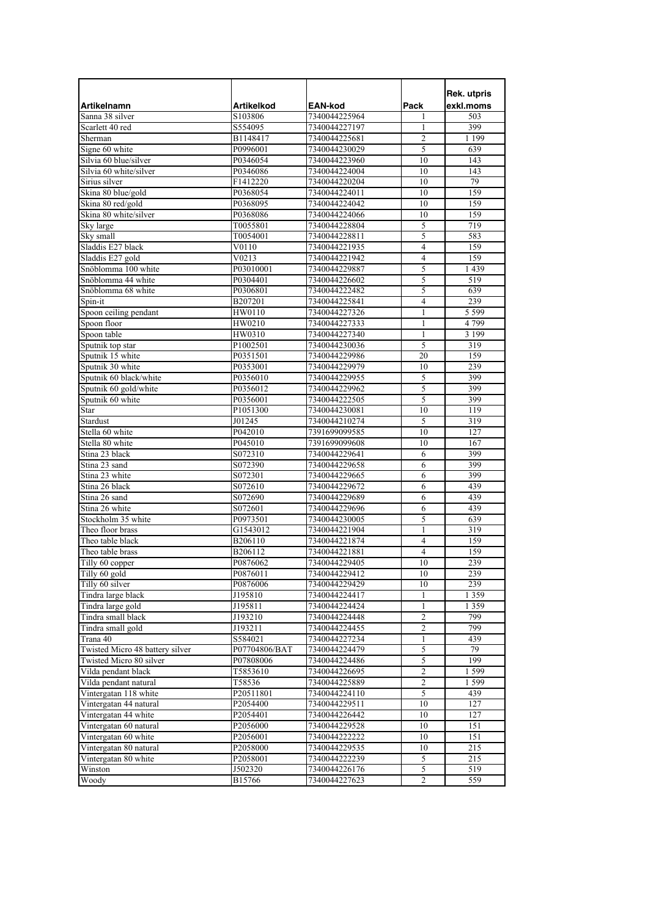| Artikelnamn | Artikelkod | EAN-kod | Pack | Rek. utpris exkl.moms |
|---|---|---|---|---|
| Sanna 38 silver | S103806 | 7340044225964 | 1 | 503 |
| Scarlett 40 red | S554095 | 7340044227197 | 1 | 399 |
| Sherman | B1148417 | 7340044225681 | 2 | 1 199 |
| Signe 60 white | P0996001 | 7340044230029 | 5 | 639 |
| Silvia 60 blue/silver | P0346054 | 7340044223960 | 10 | 143 |
| Silvia 60 white/silver | P0346086 | 7340044224004 | 10 | 143 |
| Sirius silver | F1412220 | 7340044220204 | 10 | 79 |
| Skina 80 blue/gold | P0368054 | 7340044224011 | 10 | 159 |
| Skina 80 red/gold | P0368095 | 7340044224042 | 10 | 159 |
| Skina 80 white/silver | P0368086 | 7340044224066 | 10 | 159 |
| Sky large | T0055801 | 7340044228804 | 5 | 719 |
| Sky small | T0054001 | 7340044228811 | 5 | 583 |
| Sladdis E27 black | V0110 | 7340044221935 | 4 | 159 |
| Sladdis E27 gold | V0213 | 7340044221942 | 4 | 159 |
| Snöblomma 100 white | P03010001 | 7340044229887 | 5 | 1 439 |
| Snöblomma 44 white | P0304401 | 7340044226602 | 5 | 519 |
| Snöblomma 68 white | P0306801 | 7340044222482 | 5 | 639 |
| Spin-it | B207201 | 7340044225841 | 4 | 239 |
| Spoon ceiling pendant | HW0110 | 7340044227326 | 1 | 5 599 |
| Spoon floor | HW0210 | 7340044227333 | 1 | 4 799 |
| Spoon table | HW0310 | 7340044227340 | 1 | 3 199 |
| Sputnik top star | P1002501 | 7340044230036 | 5 | 319 |
| Sputnik 15 white | P0351501 | 7340044229986 | 20 | 159 |
| Sputnik 30 white | P0353001 | 7340044229979 | 10 | 239 |
| Sputnik 60 black/white | P0356010 | 7340044229955 | 5 | 399 |
| Sputnik 60 gold/white | P0356012 | 7340044229962 | 5 | 399 |
| Sputnik 60 white | P0356001 | 7340044222505 | 5 | 399 |
| Star | P1051300 | 7340044230081 | 10 | 119 |
| Stardust | J01245 | 7340044210274 | 5 | 319 |
| Stella 60 white | P042010 | 7391699099585 | 10 | 127 |
| Stella 80 white | P045010 | 7391699099608 | 10 | 167 |
| Stina 23 black | S072310 | 7340044229641 | 6 | 399 |
| Stina 23 sand | S072390 | 7340044229658 | 6 | 399 |
| Stina 23 white | S072301 | 7340044229665 | 6 | 399 |
| Stina 26 black | S072610 | 7340044229672 | 6 | 439 |
| Stina 26 sand | S072690 | 7340044229689 | 6 | 439 |
| Stina 26 white | S072601 | 7340044229696 | 6 | 439 |
| Stockholm 35 white | P0973501 | 7340044230005 | 5 | 639 |
| Theo floor brass | G1543012 | 7340044221904 | 1 | 319 |
| Theo table black | B206110 | 7340044221874 | 4 | 159 |
| Theo table brass | B206112 | 7340044221881 | 4 | 159 |
| Tilly 60 copper | P0876062 | 7340044229405 | 10 | 239 |
| Tilly 60 gold | P0876011 | 7340044229412 | 10 | 239 |
| Tilly 60 silver | P0876006 | 7340044229429 | 10 | 239 |
| Tindra large black | J195810 | 7340044224417 | 1 | 1 359 |
| Tindra large gold | J195811 | 7340044224424 | 1 | 1 359 |
| Tindra small black | J193210 | 7340044224448 | 2 | 799 |
| Tindra small gold | J193211 | 7340044224455 | 2 | 799 |
| Trana 40 | S584021 | 7340044227234 | 1 | 439 |
| Twisted Micro 48 battery silver | P07704806/BAT | 7340044224479 | 5 | 79 |
| Twisted Micro 80 silver | P07808006 | 7340044224486 | 5 | 199 |
| Vilda pendant black | T5853610 | 7340044226695 | 2 | 1 599 |
| Vilda pendant natural | T58536 | 7340044225889 | 2 | 1 599 |
| Vintergatan 118 white | P20511801 | 7340044224110 | 5 | 439 |
| Vintergatan 44 natural | P2054400 | 7340044229511 | 10 | 127 |
| Vintergatan 44 white | P2054401 | 7340044226442 | 10 | 127 |
| Vintergatan 60 natural | P2056000 | 7340044229528 | 10 | 151 |
| Vintergatan 60 white | P2056001 | 7340044222222 | 10 | 151 |
| Vintergatan 80 natural | P2058000 | 7340044229535 | 10 | 215 |
| Vintergatan 80 white | P2058001 | 7340044222239 | 5 | 215 |
| Winston | J502320 | 7340044226176 | 5 | 519 |
| Woody | B15766 | 7340044227623 | 2 | 559 |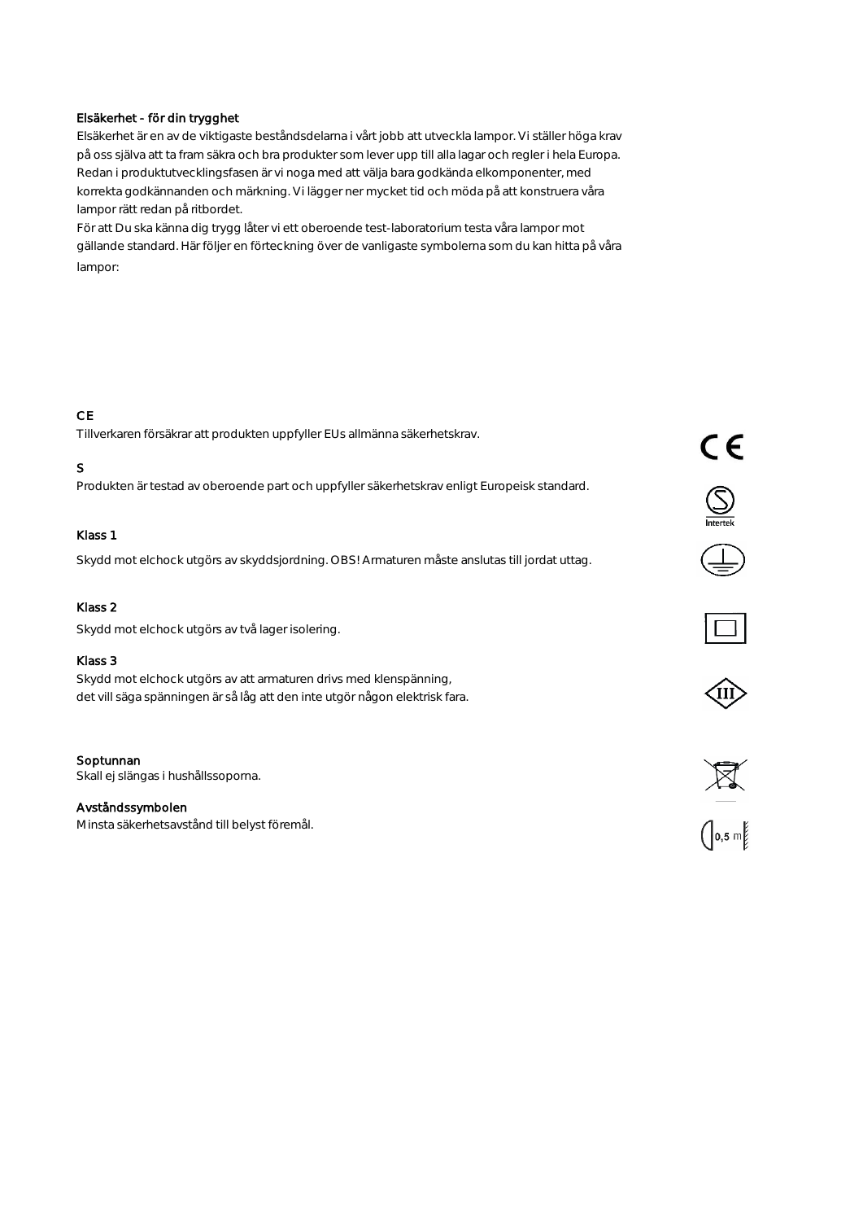## Elsäkerhet - för din trygghet

Elsäkerhet är en av de viktigaste beståndsdelarna i vårt jobb att utveckla lampor. Vi ställer höga krav på oss själva att ta fram säkra och bra produkter som lever upp till alla lagar och regler i hela Europa. Redan i produktutvecklingsfasen är vi noga med att välja bara godkända elkomponenter, med korrekta godkännanden och märkning. Vi lägger ner mycket tid och möda på att konstruera våra lampor rätt redan på ritbordet.

För att Du ska känna dig trygg låter vi ett oberoende test-laboratorium testa våra lampor mot gällande standard. Här följer en förteckning över de vanligaste symbolerna som du kan hitta på våra lampor:

### CE

Tillverkaren försäkrar att produkten uppfyller EUs allmänna säkerhetskrav.

### S

Produkten är testad av oberoende part och uppfyller säkerhetskrav enligt Europeisk standard.

Intertek

### Klass 1

Skydd mot elchock utgörs av skyddsjordning. OBS! Armaturen måste anslutas till jordat uttag.

### Klass 2

Skydd mot elchock utgörs av två lager isolering.

### Klass 3

Skydd mot elchock utgörs av att armaturen drivs med klenspänning, det vill säga spänningen är så låg att den inte utgör någon elektrisk fara.

III

### Soptunnan

Skall ej slängas i hushållssoporna.

### Avståndssymbolen

Minsta säkerhetsavstånd till belyst föremål.

0,5 m